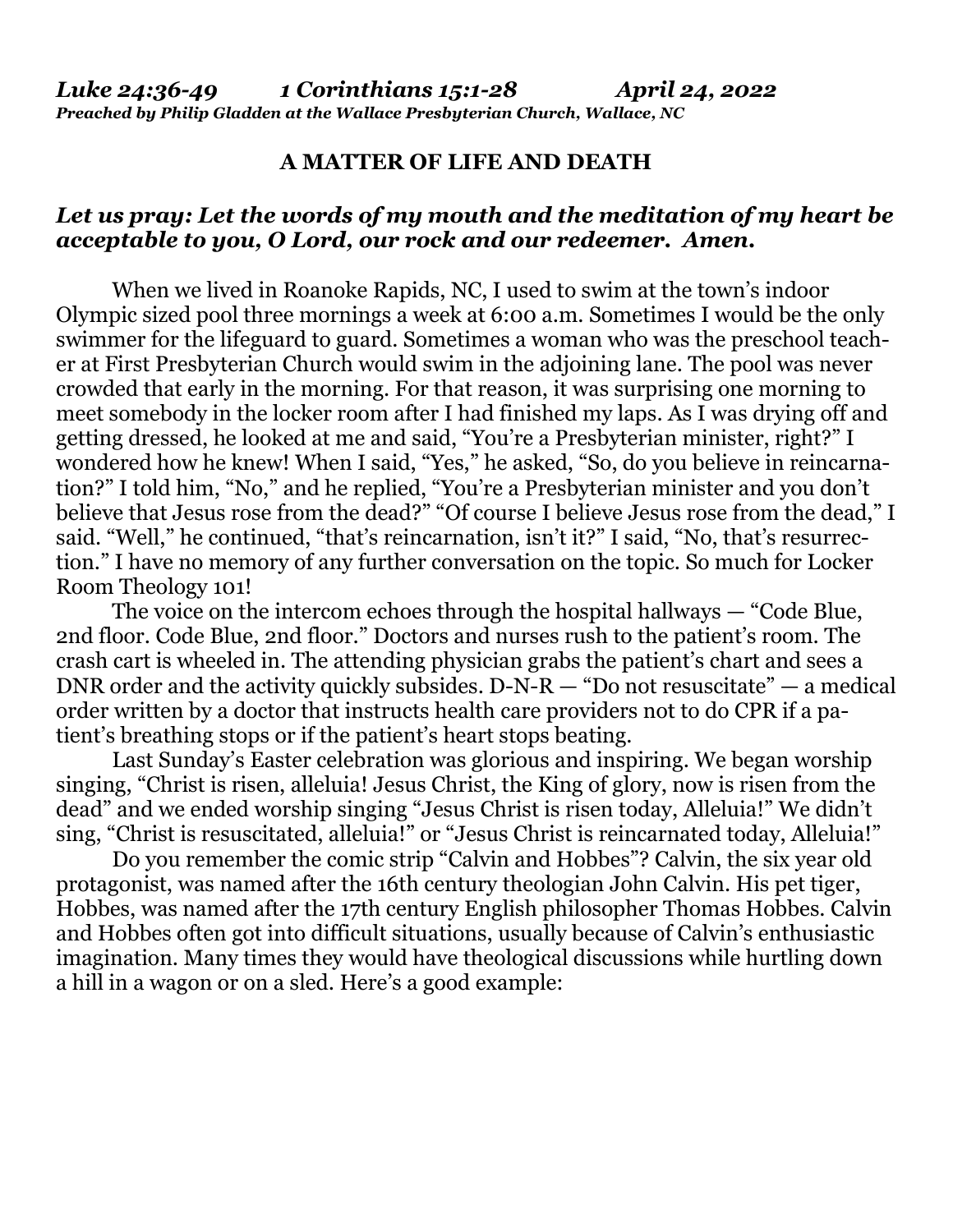***Luke 24:36-49 1 Corinthians 15:1-28 April 24, 2022***

***Preached by Philip Gladden at the Wallace Presbyterian Church, Wallace, NC***

**A MATTER OF LIFE AND DEATH**

***Let us pray: Let the words of my mouth and the meditation of my heart be acceptable to you, O Lord, our rock and our redeemer. Amen.***

When we lived in Roanoke Rapids, NC, I used to swim at the town's indoor Olympic sized pool three mornings a week at 6:00 a.m. Sometimes I would be the only swimmer for the lifeguard to guard. Sometimes a woman who was the preschool teacher at First Presbyterian Church would swim in the adjoining lane. The pool was never crowded that early in the morning. For that reason, it was surprising one morning to meet somebody in the locker room after I had finished my laps. As I was drying off and getting dressed, he looked at me and said, "You're a Presbyterian minister, right?" I wondered how he knew! When I said, "Yes," he asked, "So, do you believe in reincarnation?" I told him, "No," and he replied, "You're a Presbyterian minister and you don't believe that Jesus rose from the dead?" "Of course I believe Jesus rose from the dead," I said. "Well," he continued, "that's reincarnation, isn't it?" I said, "No, that's resurrection." I have no memory of any further conversation on the topic. So much for Locker Room Theology 101!

The voice on the intercom echoes through the hospital hallways — "Code Blue, 2nd floor. Code Blue, 2nd floor." Doctors and nurses rush to the patient's room. The crash cart is wheeled in. The attending physician grabs the patient's chart and sees a DNR order and the activity quickly subsides. D-N-R — "Do not resuscitate" — a medical order written by a doctor that instructs health care providers not to do CPR if a patient's breathing stops or if the patient's heart stops beating.

Last Sunday's Easter celebration was glorious and inspiring. We began worship singing, "Christ is risen, alleluia! Jesus Christ, the King of glory, now is risen from the dead" and we ended worship singing "Jesus Christ is risen today, Alleluia!" We didn't sing, "Christ is resuscitated, alleluia!" or "Jesus Christ is reincarnated today, Alleluia!"

Do you remember the comic strip "Calvin and Hobbes"? Calvin, the six year old protagonist, was named after the 16th century theologian John Calvin. His pet tiger, Hobbes, was named after the 17th century English philosopher Thomas Hobbes. Calvin and Hobbes often got into difficult situations, usually because of Calvin's enthusiastic imagination. Many times they would have theological discussions while hurtling down a hill in a wagon or on a sled. Here's a good example: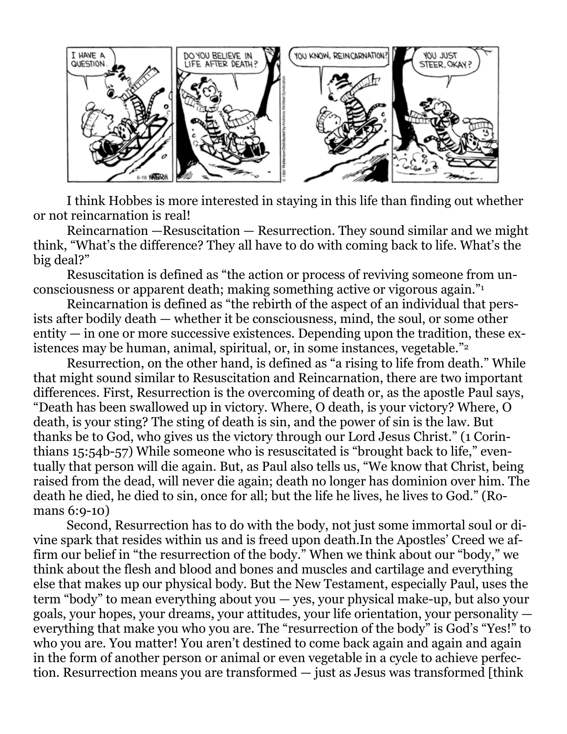I think Hobbes is more interested in staying in this life than finding out whether or not reincarnation is real!

Reincarnation —Resuscitation — Resurrection. They sound similar and we might think, "What's the difference? They all have to do with coming back to life. What's the big deal?"

Resuscitation is defined as "the action or process of reviving someone from unconsciousness or apparent death; making something active or vigorous again."[1]

Reincarnation is defined as "the rebirth of the aspect of an individual that persists after bodily death — whether it be consciousness, mind, the soul, or some other entity — in one or more successive existences. Depending upon the tradition, these existences may be human, animal, spiritual, or, in some instances, vegetable."[2]

Resurrection, on the other hand, is defined as "a rising to life from death." While that might sound similar to Resuscitation and Reincarnation, there are two important differences. First, Resurrection is the overcoming of death or, as the apostle Paul says, "Death has been swallowed up in victory. Where, O death, is your victory? Where, O death, is your sting? The sting of death is sin, and the power of sin is the law. But thanks be to God, who gives us the victory through our Lord Jesus Christ." (1 Corinthians 15:54b-57) While someone who is resuscitated is "brought back to life," eventually that person will die again. But, as Paul also tells us, "We know that Christ, being raised from the dead, will never die again; death no longer has dominion over him. The death he died, he died to sin, once for all; but the life he lives, he lives to God." (Romans 6:9-10)

Second, Resurrection has to do with the body, not just some immortal soul or divine spark that resides within us and is freed upon death.In the Apostles' Creed we affirm our belief in "the resurrection of the body." When we think about our "body," we think about the flesh and blood and bones and muscles and cartilage and everything else that makes up our physical body. But the New Testament, especially Paul, uses the term "body" to mean everything about you — yes, your physical make-up, but also your goals, your hopes, your dreams, your attitudes, your life orientation, your personality — everything that make you who you are. The "resurrection of the body" is God's "Yes!" to who you are. You matter! You aren't destined to come back again and again and again in the form of another person or animal or even vegetable in a cycle to achieve perfection. Resurrection means you are transformed — just as Jesus was transformed [think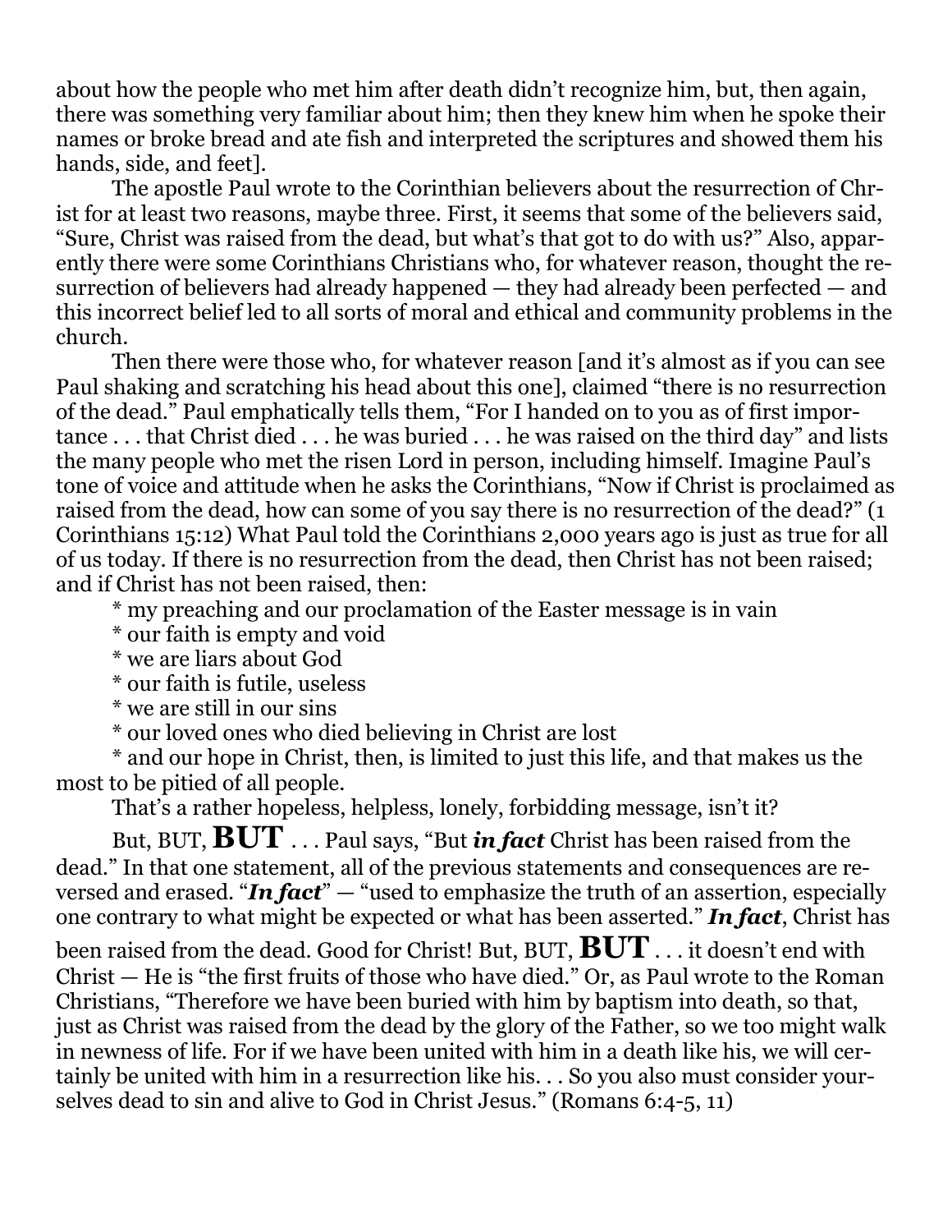about how the people who met him after death didn't recognize him, but, then again, there was something very familiar about him; then they knew him when he spoke their names or broke bread and ate fish and interpreted the scriptures and showed them his hands, side, and feet].

The apostle Paul wrote to the Corinthian believers about the resurrection of Christ for at least two reasons, maybe three. First, it seems that some of the believers said, "Sure, Christ was raised from the dead, but what's that got to do with us?" Also, apparently there were some Corinthians Christians who, for whatever reason, thought the resurrection of believers had already happened — they had already been perfected — and this incorrect belief led to all sorts of moral and ethical and community problems in the church.

Then there were those who, for whatever reason [and it's almost as if you can see Paul shaking and scratching his head about this one], claimed "there is no resurrection of the dead." Paul emphatically tells them, "For I handed on to you as of first importance . . . that Christ died . . . he was buried . . . he was raised on the third day" and lists the many people who met the risen Lord in person, including himself. Imagine Paul's tone of voice and attitude when he asks the Corinthians, "Now if Christ is proclaimed as raised from the dead, how can some of you say there is no resurrection of the dead?" (1 Corinthians 15:12) What Paul told the Corinthians 2,000 years ago is just as true for all of us today. If there is no resurrection from the dead, then Christ has not been raised; and if Christ has not been raised, then:

* my preaching and our proclamation of the Easter message is in vain
* our faith is empty and void
* we are liars about God
* our faith is futile, useless
* we are still in our sins
* our loved ones who died believing in Christ are lost
* and our hope in Christ, then, is limited to just this life, and that makes us the most to be pitied of all people.

That's a rather hopeless, helpless, lonely, forbidding message, isn't it?

But, BUT, **BUT** . . . Paul says, "But ***in fact*** Christ has been raised from the dead." In that one statement, all of the previous statements and consequences are reversed and erased. "***In fact***" — "used to emphasize the truth of an assertion, especially one contrary to what might be expected or what has been asserted." ***In fact***, Christ has been raised from the dead. Good for Christ! But, BUT, **BUT** . . . it doesn't end with Christ — He is "the first fruits of those who have died." Or, as Paul wrote to the Roman Christians, "Therefore we have been buried with him by baptism into death, so that, just as Christ was raised from the dead by the glory of the Father, so we too might walk in newness of life. For if we have been united with him in a death like his, we will certainly be united with him in a resurrection like his. . . So you also must consider yourselves dead to sin and alive to God in Christ Jesus." (Romans 6:4-5, 11)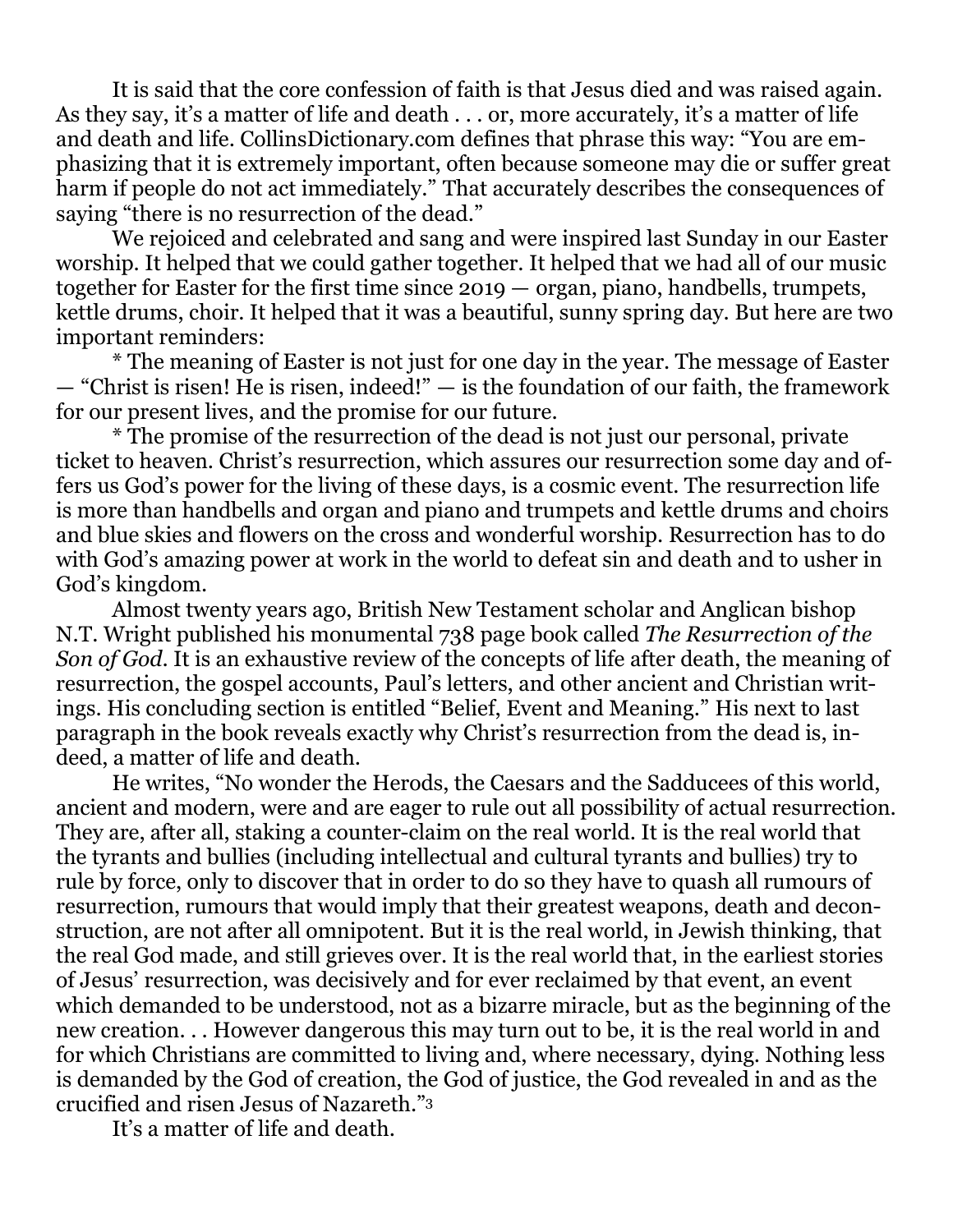It is said that the core confession of faith is that Jesus died and was raised again. As they say, it's a matter of life and death . . . or, more accurately, it's a matter of life and death and life. CollinsDictionary.com defines that phrase this way: "You are emphasizing that it is extremely important, often because someone may die or suffer great harm if people do not act immediately." That accurately describes the consequences of saying "there is no resurrection of the dead."

We rejoiced and celebrated and sang and were inspired last Sunday in our Easter worship. It helped that we could gather together. It helped that we had all of our music together for Easter for the first time since 2019 — organ, piano, handbells, trumpets, kettle drums, choir. It helped that it was a beautiful, sunny spring day. But here are two important reminders:

* The meaning of Easter is not just for one day in the year. The message of Easter — "Christ is risen! He is risen, indeed!" — is the foundation of our faith, the framework for our present lives, and the promise for our future.

* The promise of the resurrection of the dead is not just our personal, private ticket to heaven. Christ's resurrection, which assures our resurrection some day and offers us God's power for the living of these days, is a cosmic event. The resurrection life is more than handbells and organ and piano and trumpets and kettle drums and choirs and blue skies and flowers on the cross and wonderful worship. Resurrection has to do with God's amazing power at work in the world to defeat sin and death and to usher in God's kingdom.

Almost twenty years ago, British New Testament scholar and Anglican bishop N.T. Wright published his monumental 738 page book called *The Resurrection of the Son of God*. It is an exhaustive review of the concepts of life after death, the meaning of resurrection, the gospel accounts, Paul's letters, and other ancient and Christian writings. His concluding section is entitled "Belief, Event and Meaning." His next to last paragraph in the book reveals exactly why Christ's resurrection from the dead is, indeed, a matter of life and death.

He writes, "No wonder the Herods, the Caesars and the Sadducees of this world, ancient and modern, were and are eager to rule out all possibility of actual resurrection. They are, after all, staking a counter-claim on the real world. It is the real world that the tyrants and bullies (including intellectual and cultural tyrants and bullies) try to rule by force, only to discover that in order to do so they have to quash all rumours of resurrection, rumours that would imply that their greatest weapons, death and deconstruction, are not after all omnipotent. But it is the real world, in Jewish thinking, that the real God made, and still grieves over. It is the real world that, in the earliest stories of Jesus' resurrection, was decisively and for ever reclaimed by that event, an event which demanded to be understood, not as a bizarre miracle, but as the beginning of the new creation. . . However dangerous this may turn out to be, it is the real world in and for which Christians are committed to living and, where necessary, dying. Nothing less is demanded by the God of creation, the God of justice, the God revealed in and as the crucified and risen Jesus of Nazareth."[3]

It's a matter of life and death.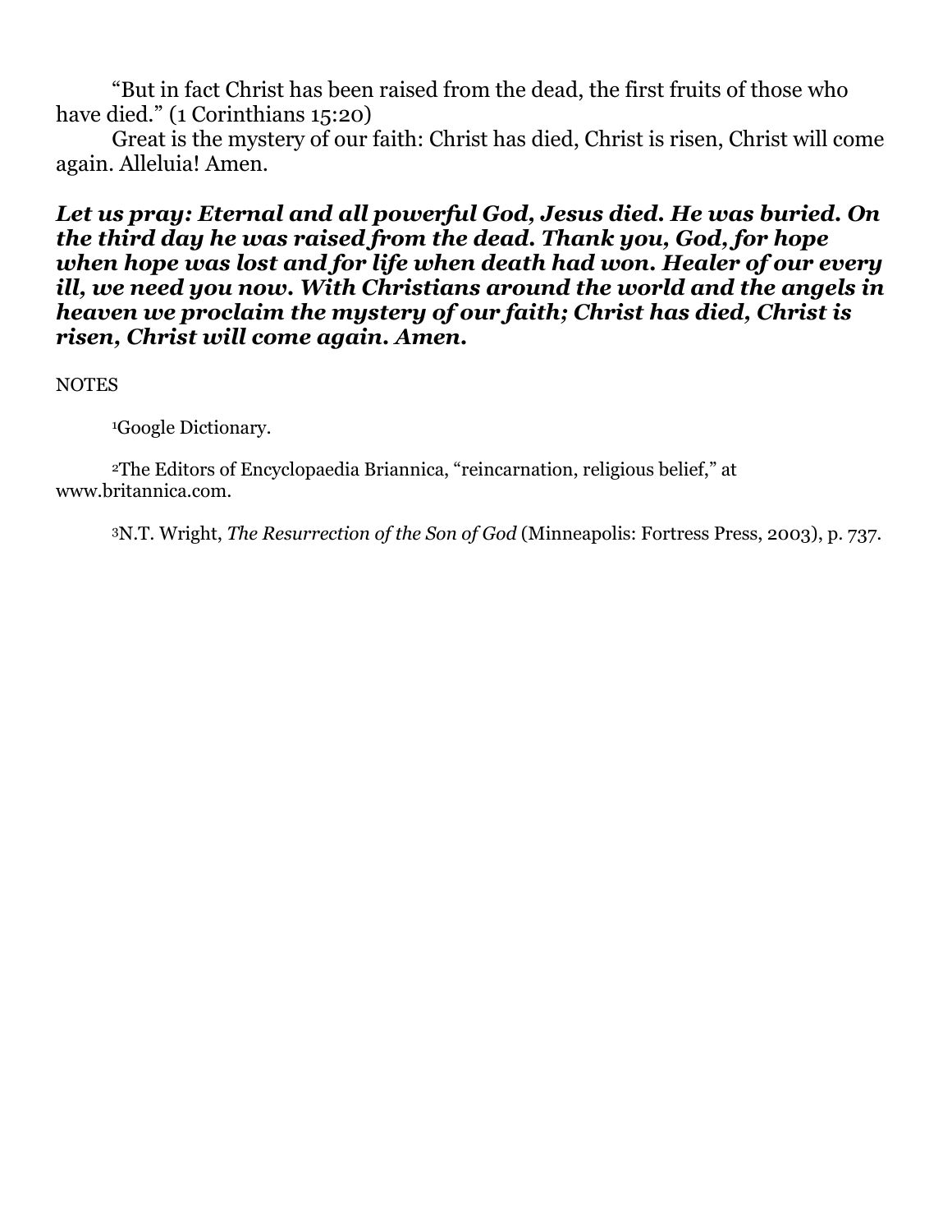"But in fact Christ has been raised from the dead, the first fruits of those who have died." (1 Corinthians 15:20)

Great is the mystery of our faith: Christ has died, Christ is risen, Christ will come again. Alleluia! Amen.

***Let us pray: Eternal and all powerful God, Jesus died. He was buried. On the third day he was raised from the dead. Thank you, God, for hope when hope was lost and for life when death had won. Healer of our every ill, we need you now. With Christians around the world and the angels in heaven we proclaim the mystery of our faith; Christ has died, Christ is risen, Christ will come again. Amen.***

NOTES

[1]Google Dictionary.

[2]The Editors of Encyclopaedia Briannica, "reincarnation, religious belief," at www.britannica.com.

[3]N.T. Wright, *The Resurrection of the Son of God* (Minneapolis: Fortress Press, 2003), p. 737.